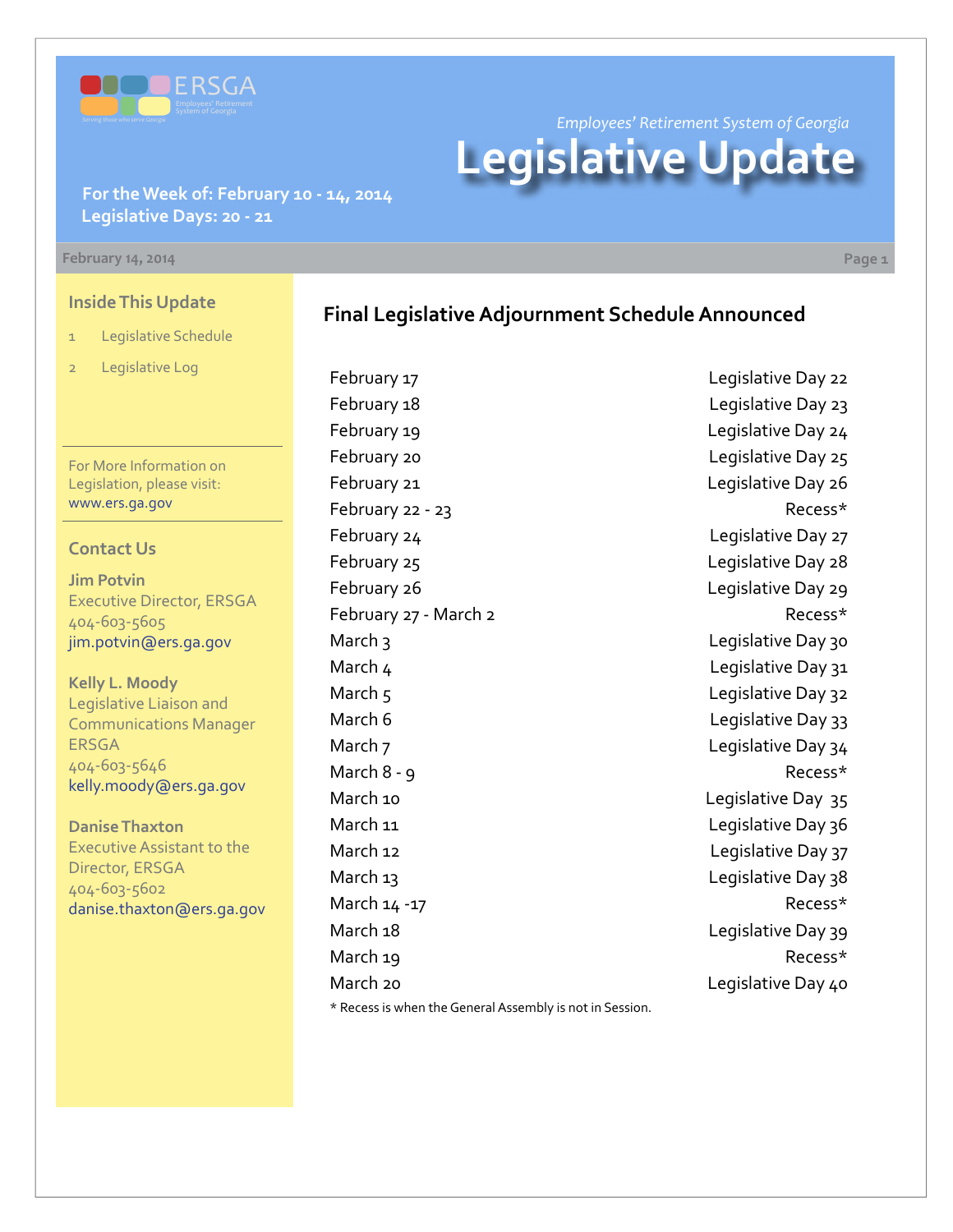ERSGA

Employees' Retirement System of Georgia

Serving those who serve Georgia

*Employees' Retirement System of Georgia*

# Legislative Update

**For the Week of: February 10 - 14, 2014**
**Legislative Days: 20 - 21**

February 14, 2014

## Inside This Update

1 Legislative Schedule

2 Legislative Log

For More Information on Legislation, please visit: www.ers.ga.gov

## Contact Us

**Jim Potvin**
Executive Director, ERSGA
404-603-5605
jim.potvin@ers.ga.gov

**Kelly L. Moody**
Legislative Liaison and Communications Manager
ERSGA
404-603-5646
kelly.moody@ers.ga.gov

**Danise Thaxton**
Executive Assistant to the Director, ERSGA
404-603-5602
danise.thaxton@ers.ga.gov

## Final Legislative Adjournment Schedule Announced

| Date | Day |
|---|---|
| February 17 | Legislative Day 22 |
| February 18 | Legislative Day 23 |
| February 19 | Legislative Day 24 |
| February 20 | Legislative Day 25 |
| February 21 | Legislative Day 26 |
| February 22 - 23 | Recess* |
| February 24 | Legislative Day 27 |
| February 25 | Legislative Day 28 |
| February 26 | Legislative Day 29 |
| February 27 - March 2 | Recess* |
| March 3 | Legislative Day 30 |
| March 4 | Legislative Day 31 |
| March 5 | Legislative Day 32 |
| March 6 | Legislative Day 33 |
| March 7 | Legislative Day 34 |
| March 8 - 9 | Recess* |
| March 10 | Legislative Day 35 |
| March 11 | Legislative Day 36 |
| March 12 | Legislative Day 37 |
| March 13 | Legislative Day 38 |
| March 14 -17 | Recess* |
| March 18 | Legislative Day 39 |
| March 19 | Recess* |
| March 20 | Legislative Day 40 |

\* Recess is when the General Assembly is not in Session.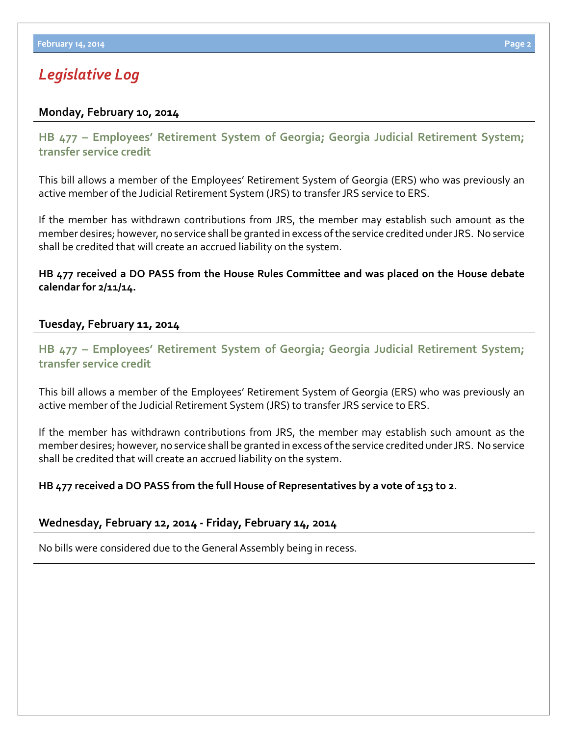# *Legislative Log*

## Monday, February 10, 2014

### HB 477 – Employees' Retirement System of Georgia; Georgia Judicial Retirement System; transfer service credit

This bill allows a member of the Employees' Retirement System of Georgia (ERS) who was previously an active member of the Judicial Retirement System (JRS) to transfer JRS service to ERS.

If the member has withdrawn contributions from JRS, the member may establish such amount as the member desires; however, no service shall be granted in excess of the service credited under JRS. No service shall be credited that will create an accrued liability on the system.

**HB 477 received a DO PASS from the House Rules Committee and was placed on the House debate calendar for 2/11/14.**

## Tuesday, February 11, 2014

### HB 477 – Employees' Retirement System of Georgia; Georgia Judicial Retirement System; transfer service credit

This bill allows a member of the Employees' Retirement System of Georgia (ERS) who was previously an active member of the Judicial Retirement System (JRS) to transfer JRS service to ERS.

If the member has withdrawn contributions from JRS, the member may establish such amount as the member desires; however, no service shall be granted in excess of the service credited under JRS. No service shall be credited that will create an accrued liability on the system.

**HB 477 received a DO PASS from the full House of Representatives by a vote of 153 to 2.**

## Wednesday, February 12, 2014 - Friday, February 14, 2014

No bills were considered due to the General Assembly being in recess.